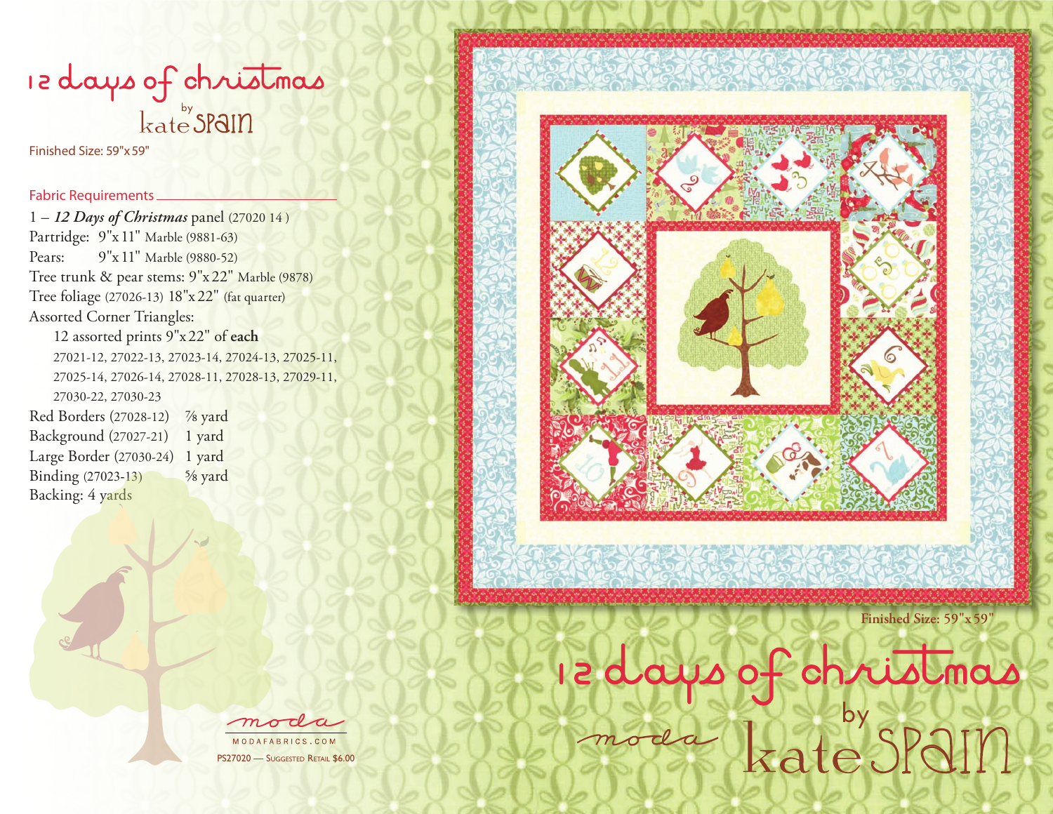# 12 days of christmas

by kate spain

Finished Size: 59"x 59"

## Fabric Requirements

1 – ***12 Days of Christmas*** panel (27020 14 )

Partridge: 9"x 11" Marble (9881-63)

Pears: 9"x 11" Marble (9880-52)

Tree trunk & pear stems: 9"x 22" Marble (9878)

Tree foliage (27026-13) 18"x 22" (fat quarter)

Assorted Corner Triangles:

12 assorted prints 9"x 22" of **each**

27021-12, 27022-13, 27023-14, 27024-13, 27025-11, 27025-14, 27026-14, 27028-11, 27028-13, 27029-11, 27030-22, 27030-23

Red Borders (27028-12) ⅞ yard

Background (27027-21) 1 yard

Large Border (27030-24) 1 yard

Binding (27023-13) ⅝ yard

Backing: 4 yards

moda

MODAFABRICS.COM

PS27020 — Suggested Retail $6.00

Finished Size: 59"x 59"

# 12 days of christmas

moda

by kate spain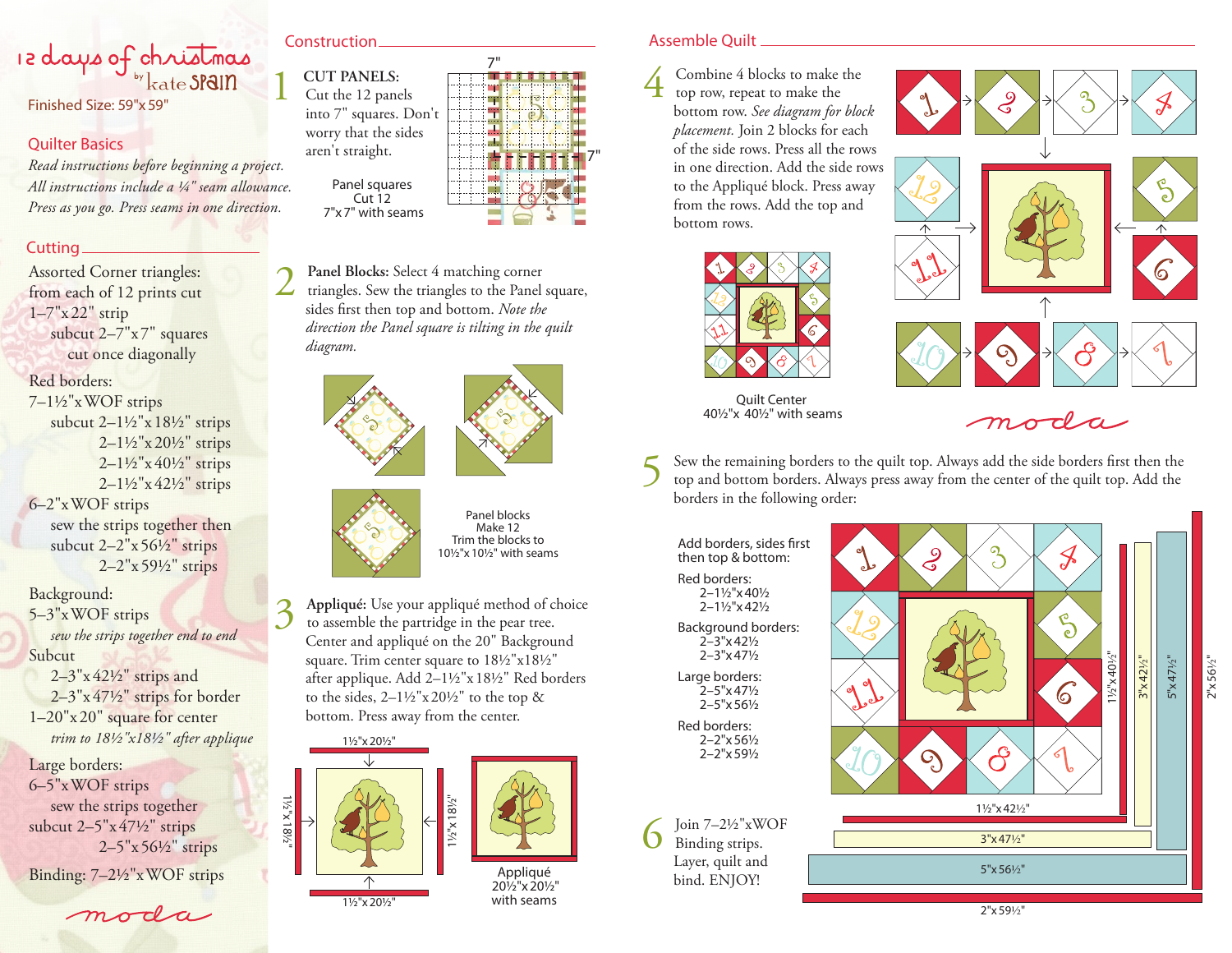# 12 days of christmas

by kate spain

Finished Size: 59"x 59"

## Quilter Basics

*Read instructions before beginning a project.*
*All instructions include a ¼" seam allowance.*
*Press as you go. Press seams in one direction.*

## Cutting

Assorted Corner triangles:
from each of 12 prints cut
1–7"x 22" strip
subcut 2–7"x 7" squares
cut once diagonally

Red borders:
7–1½"x WOF strips
subcut 2–1½"x 18½" strips
2–1½"x 20½" strips
2–1½"x 40½" strips
2–1½"x 42½" strips
6–2"x WOF strips
sew the strips together then
subcut 2–2"x 56½" strips
2–2"x 59½" strips

Background:
5–3"x WOF strips
*sew the strips together end to end*
Subcut
2–3"x 42½" strips and
2–3"x 47½" strips for border
1–20"x 20" square for center
*trim to 18½"x18½" after applique*

Large borders:
6–5"x WOF strips
sew the strips together
subcut 2–5"x 47½" strips
2–5"x 56½" strips

Binding: 7–2½"x WOF strips

moda

## Construction

**1 CUT PANELS:** Cut the 12 panels into 7" squares. Don't worry that the sides aren't straight.

Panel squares
Cut 12
7"x 7" with seams

**2 Panel Blocks:** Select 4 matching corner triangles. Sew the triangles to the Panel square, sides first then top and bottom. *Note the direction the Panel square is tilting in the quilt diagram.*

Panel blocks
Make 12
Trim the blocks to
10½"x 10½" with seams

**3 Appliqué:** Use your appliqué method of choice to assemble the partridge in the pear tree. Center and appliqué on the 20" Background square. Trim center square to 18½"x18½" after applique. Add 2–1½"x 18½" Red borders to the sides, 2–1½"x 20½" to the top & bottom. Press away from the center.

Appliqué
20½"x 20½"
with seams

## Assemble Quilt

**4** Combine 4 blocks to make the top row, repeat to make the bottom row. *See diagram for block placement.* Join 2 blocks for each of the side rows. Press all the rows in one direction. Add the side rows to the Appliqué block. Press away from the rows. Add the top and bottom rows.

Quilt Center
40½"x 40½" with seams

**5** Sew the remaining borders to the quilt top. Always add the side borders first then the top and bottom borders. Always press away from the center of the quilt top. Add the borders in the following order:

Add borders, sides first then top & bottom:

Red borders:
2–1½"x 40½
2–1½"x 42½

Background borders:
2–3"x 42½
2–3"x 47½

Large borders:
2–5"x 47½
2–5"x 56½

Red borders:
2–2"x 56½
2–2"x 59½

**6** Join 7–2½"x WOF Binding strips. Layer, quilt and bind. ENJOY!

moda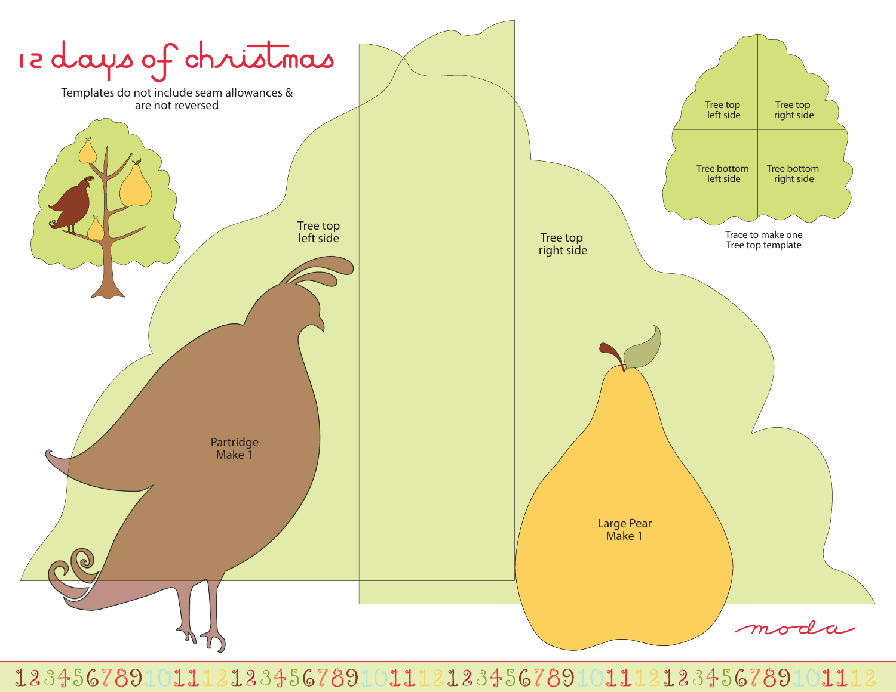# 12 days of christmas

Templates do not include seam allowances & are not reversed

Tree top left side

Tree top right side

Tree top left side

Tree top right side

Tree bottom left side

Tree bottom right side

Trace to make one Tree top template

Partridge
Make 1

Large Pear
Make 1

moda

1 2 3 4 5 6 7 8 9 10 11 12 1 2 3 4 5 6 7 8 9 10 11 12 1 2 3 4 5 6 7 8 9 10 11 12 1 2 3 4 5 6 7 8 9 10 11 12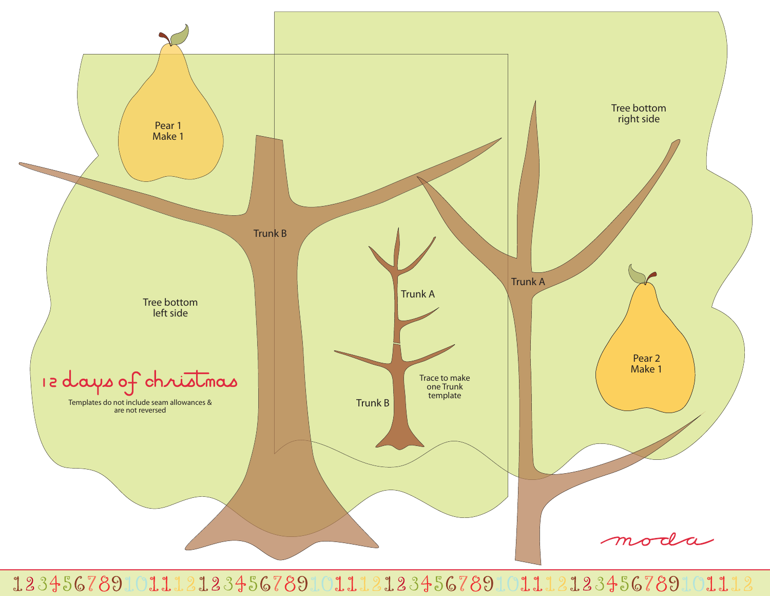Pear 1
Make 1

Tree bottom
right side

Trunk B

Trunk A

Trunk A

Tree bottom
left side

Trace to make
one Trunk
template

Trunk B

Pear 2
Make 1

12 days of christmas

Templates do not include seam allowances &
are not reversed

moda